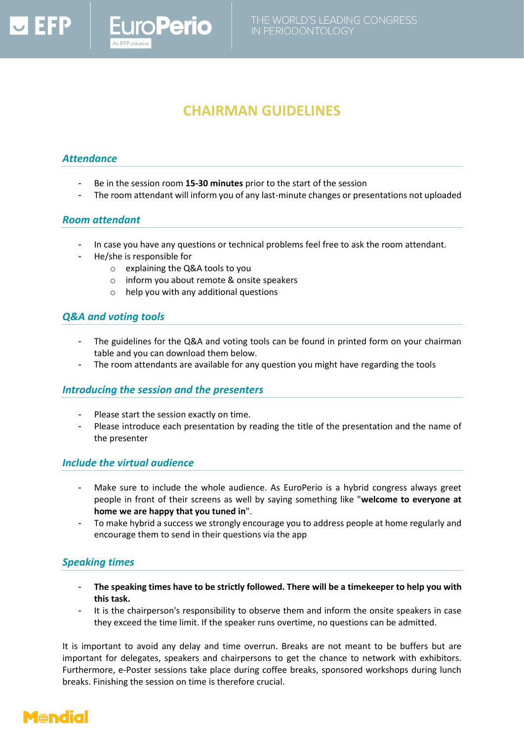# CHAIRMAN GUIDELINES

## *Attendance*

- Be in the session room **15-30 minutes** prior to the start of the session
- The room attendant will inform you of any last-minute changes or presentations not uploaded

## *Room attendant*

- In case you have any questions or technical problems feel free to ask the room attendant.
- He/she is responsible for
  - explaining the Q&A tools to you
  - inform you about remote & onsite speakers
  - help you with any additional questions

## *Q&A and voting tools*

- The guidelines for the Q&A and voting tools can be found in printed form on your chairman table and you can download them below.
- The room attendants are available for any question you might have regarding the tools

## *Introducing the session and the presenters*

- Please start the session exactly on time.
- Please introduce each presentation by reading the title of the presentation and the name of the presenter

## *Include the virtual audience*

- Make sure to include the whole audience. As EuroPerio is a hybrid congress always greet people in front of their screens as well by saying something like "**welcome to everyone at home we are happy that you tuned in**".
- To make hybrid a success we strongly encourage you to address people at home regularly and encourage them to send in their questions via the app

## *Speaking times*

- **The speaking times have to be strictly followed. There will be a timekeeper to help you with this task.**
- It is the chairperson's responsibility to observe them and inform the onsite speakers in case they exceed the time limit. If the speaker runs overtime, no questions can be admitted.

It is important to avoid any delay and time overrun. Breaks are not meant to be buffers but are important for delegates, speakers and chairpersons to get the chance to network with exhibitors. Furthermore, e-Poster sessions take place during coffee breaks, sponsored workshops during lunch breaks. Finishing the session on time is therefore crucial.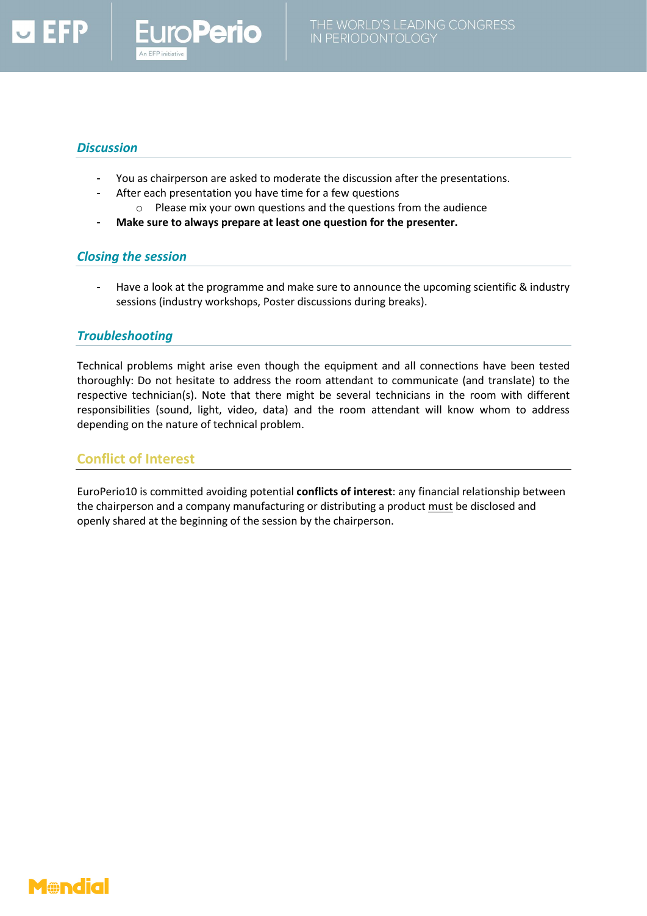## *Discussion*

- You as chairperson are asked to moderate the discussion after the presentations.
- After each presentation you have time for a few questions
  - Please mix your own questions and the questions from the audience
- **Make sure to always prepare at least one question for the presenter.**

## *Closing the session*

- Have a look at the programme and make sure to announce the upcoming scientific & industry sessions (industry workshops, Poster discussions during breaks).

## *Troubleshooting*

Technical problems might arise even though the equipment and all connections have been tested thoroughly: Do not hesitate to address the room attendant to communicate (and translate) to the respective technician(s). Note that there might be several technicians in the room with different responsibilities (sound, light, video, data) and the room attendant will know whom to address depending on the nature of technical problem.

## Conflict of Interest

EuroPerio10 is committed avoiding potential **conflicts of interest**: any financial relationship between the chairperson and a company manufacturing or distributing a product must be disclosed and openly shared at the beginning of the session by the chairperson.